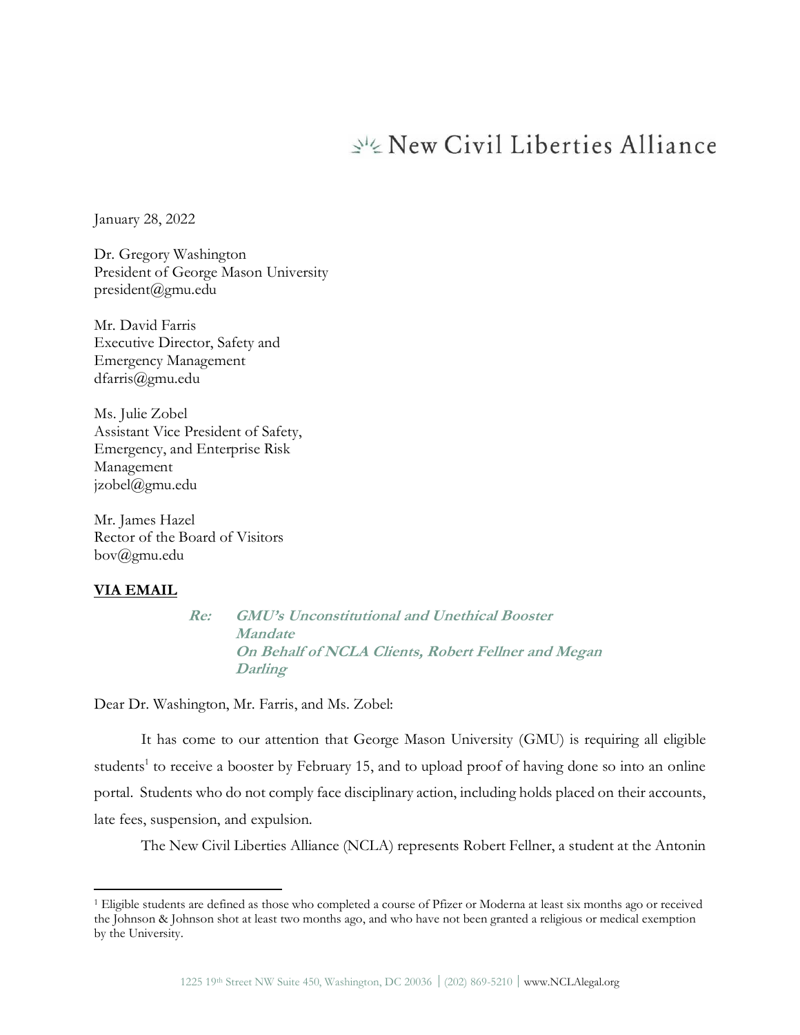# New Civil Liberties Alliance

January 28, 2022

Dr. Gregory Washington
President of George Mason University
president@gmu.edu

Mr. David Farris
Executive Director, Safety and
Emergency Management
dfarris@gmu.edu

Ms. Julie Zobel
Assistant Vice President of Safety,
Emergency, and Enterprise Risk
Management
jzobel@gmu.edu

Mr. James Hazel
Rector of the Board of Visitors
bov@gmu.edu

**VIA EMAIL**

> ***Re: GMU's Unconstitutional and Unethical Booster Mandate***
> ***On Behalf of NCLA Clients, Robert Fellner and Megan Darling***

Dear Dr. Washington, Mr. Farris, and Ms. Zobel:

It has come to our attention that George Mason University (GMU) is requiring all eligible students[1] to receive a booster by February 15, and to upload proof of having done so into an online portal. Students who do not comply face disciplinary action, including holds placed on their accounts, late fees, suspension, and expulsion.

The New Civil Liberties Alliance (NCLA) represents Robert Fellner, a student at the Antonin

---

[1] Eligible students are defined as those who completed a course of Pfizer or Moderna at least six months ago or received the Johnson & Johnson shot at least two months ago, and who have not been granted a religious or medical exemption by the University.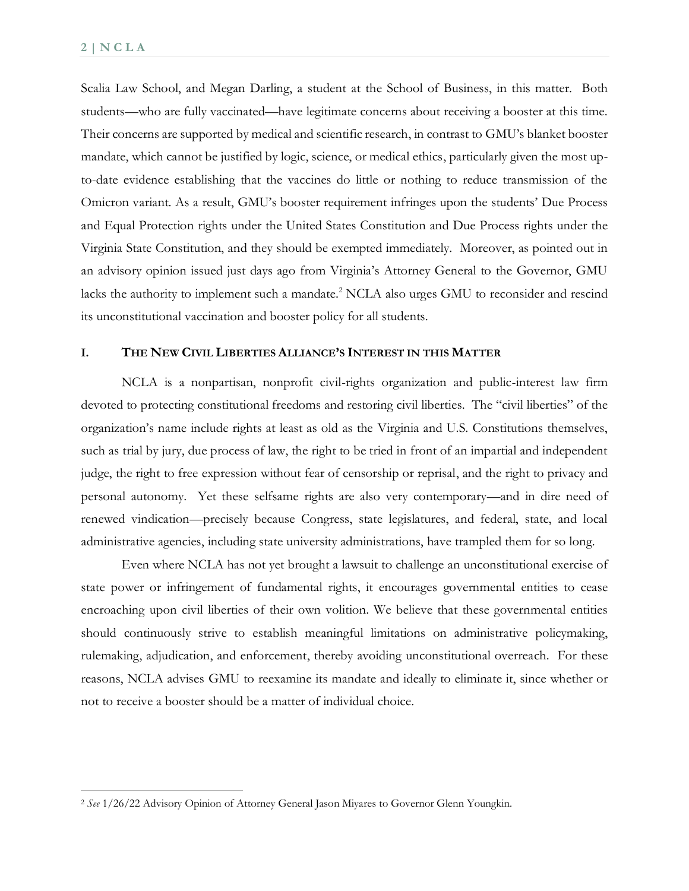Scalia Law School, and Megan Darling, a student at the School of Business, in this matter. Both students—who are fully vaccinated—have legitimate concerns about receiving a booster at this time. Their concerns are supported by medical and scientific research, in contrast to GMU's blanket booster mandate, which cannot be justified by logic, science, or medical ethics, particularly given the most up-to-date evidence establishing that the vaccines do little or nothing to reduce transmission of the Omicron variant. As a result, GMU's booster requirement infringes upon the students' Due Process and Equal Protection rights under the United States Constitution and Due Process rights under the Virginia State Constitution, and they should be exempted immediately. Moreover, as pointed out in an advisory opinion issued just days ago from Virginia's Attorney General to the Governor, GMU lacks the authority to implement such a mandate.[2] NCLA also urges GMU to reconsider and rescind its unconstitutional vaccination and booster policy for all students.

## I. THE NEW CIVIL LIBERTIES ALLIANCE'S INTEREST IN THIS MATTER

NCLA is a nonpartisan, nonprofit civil-rights organization and public-interest law firm devoted to protecting constitutional freedoms and restoring civil liberties. The "civil liberties" of the organization's name include rights at least as old as the Virginia and U.S. Constitutions themselves, such as trial by jury, due process of law, the right to be tried in front of an impartial and independent judge, the right to free expression without fear of censorship or reprisal, and the right to privacy and personal autonomy. Yet these selfsame rights are also very contemporary—and in dire need of renewed vindication—precisely because Congress, state legislatures, and federal, state, and local administrative agencies, including state university administrations, have trampled them for so long.

Even where NCLA has not yet brought a lawsuit to challenge an unconstitutional exercise of state power or infringement of fundamental rights, it encourages governmental entities to cease encroaching upon civil liberties of their own volition. We believe that these governmental entities should continuously strive to establish meaningful limitations on administrative policymaking, rulemaking, adjudication, and enforcement, thereby avoiding unconstitutional overreach. For these reasons, NCLA advises GMU to reexamine its mandate and ideally to eliminate it, since whether or not to receive a booster should be a matter of individual choice.

---

[2] *See* 1/26/22 Advisory Opinion of Attorney General Jason Miyares to Governor Glenn Youngkin.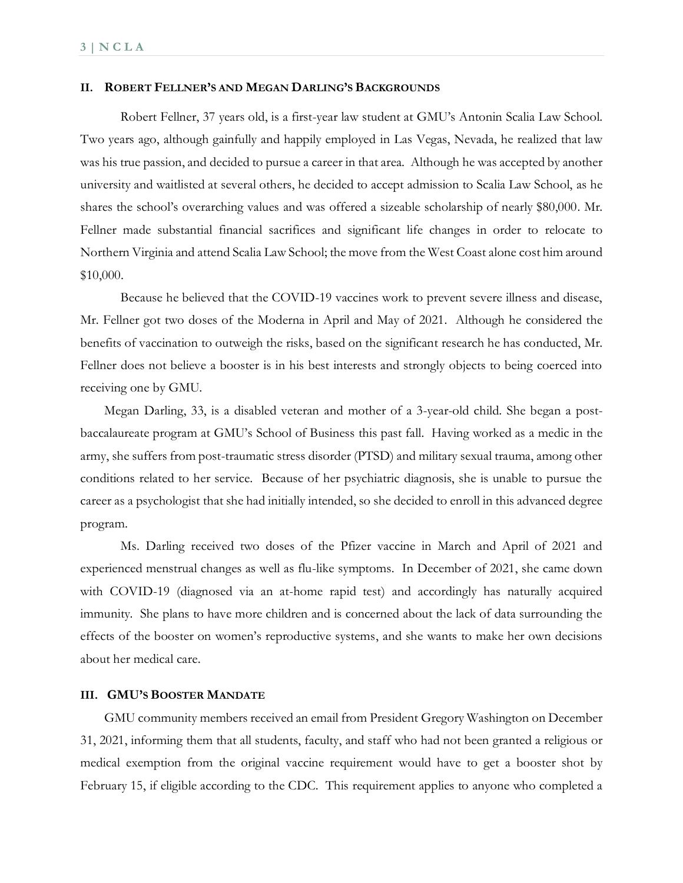## II. ROBERT FELLNER'S AND MEGAN DARLING'S BACKGROUNDS

Robert Fellner, 37 years old, is a first-year law student at GMU's Antonin Scalia Law School. Two years ago, although gainfully and happily employed in Las Vegas, Nevada, he realized that law was his true passion, and decided to pursue a career in that area. Although he was accepted by another university and waitlisted at several others, he decided to accept admission to Scalia Law School, as he shares the school's overarching values and was offered a sizeable scholarship of nearly $80,000. Mr. Fellner made substantial financial sacrifices and significant life changes in order to relocate to Northern Virginia and attend Scalia Law School; the move from the West Coast alone cost him around $10,000.

Because he believed that the COVID-19 vaccines work to prevent severe illness and disease, Mr. Fellner got two doses of the Moderna in April and May of 2021. Although he considered the benefits of vaccination to outweigh the risks, based on the significant research he has conducted, Mr. Fellner does not believe a booster is in his best interests and strongly objects to being coerced into receiving one by GMU.

Megan Darling, 33, is a disabled veteran and mother of a 3-year-old child. She began a post-baccalaureate program at GMU's School of Business this past fall. Having worked as a medic in the army, she suffers from post-traumatic stress disorder (PTSD) and military sexual trauma, among other conditions related to her service. Because of her psychiatric diagnosis, she is unable to pursue the career as a psychologist that she had initially intended, so she decided to enroll in this advanced degree program.

Ms. Darling received two doses of the Pfizer vaccine in March and April of 2021 and experienced menstrual changes as well as flu-like symptoms. In December of 2021, she came down with COVID-19 (diagnosed via an at-home rapid test) and accordingly has naturally acquired immunity. She plans to have more children and is concerned about the lack of data surrounding the effects of the booster on women's reproductive systems, and she wants to make her own decisions about her medical care.

## III. GMU'S BOOSTER MANDATE

GMU community members received an email from President Gregory Washington on December 31, 2021, informing them that all students, faculty, and staff who had not been granted a religious or medical exemption from the original vaccine requirement would have to get a booster shot by February 15, if eligible according to the CDC. This requirement applies to anyone who completed a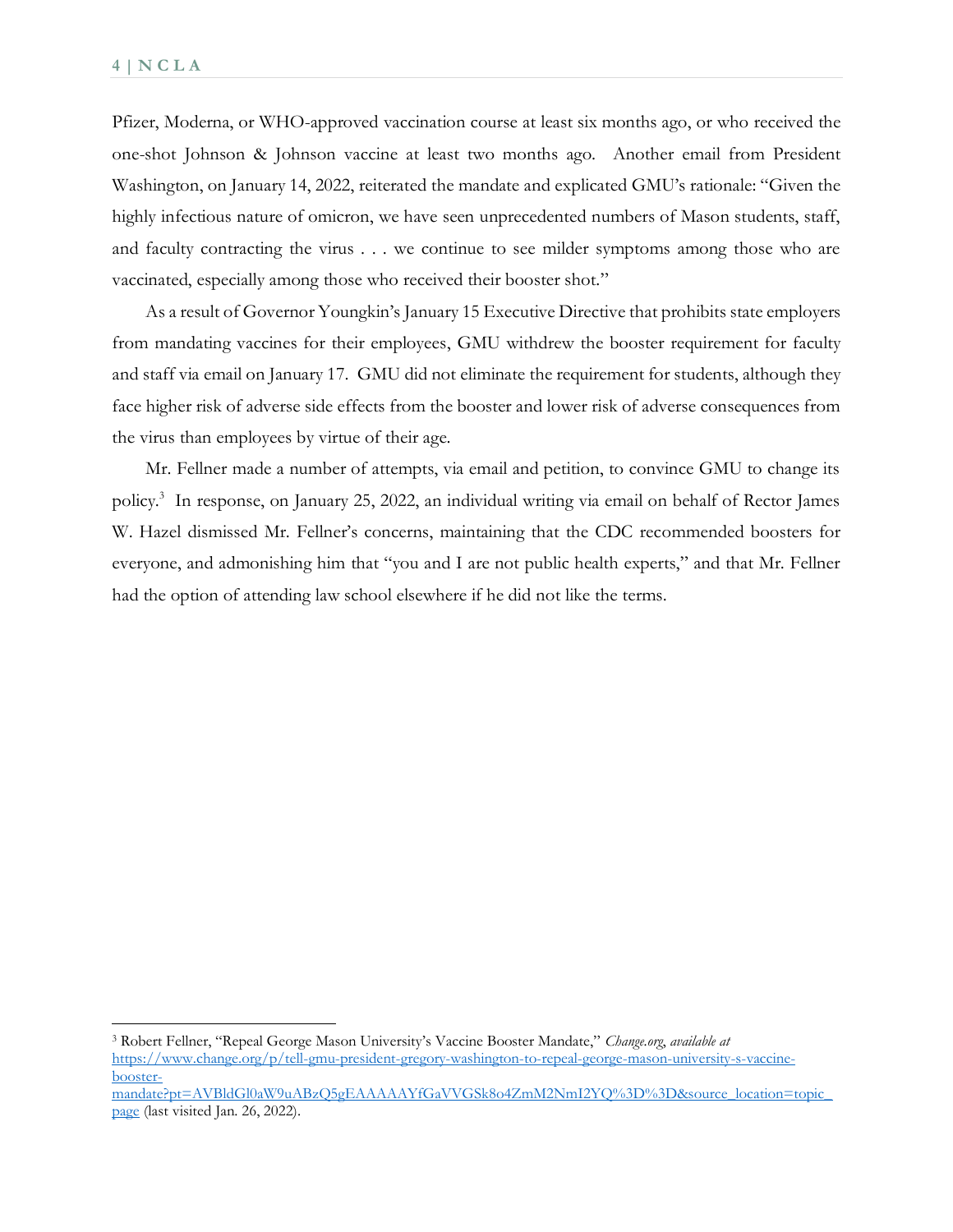Pfizer, Moderna, or WHO-approved vaccination course at least six months ago, or who received the one-shot Johnson & Johnson vaccine at least two months ago. Another email from President Washington, on January 14, 2022, reiterated the mandate and explicated GMU's rationale: "Given the highly infectious nature of omicron, we have seen unprecedented numbers of Mason students, staff, and faculty contracting the virus . . . we continue to see milder symptoms among those who are vaccinated, especially among those who received their booster shot."

As a result of Governor Youngkin's January 15 Executive Directive that prohibits state employers from mandating vaccines for their employees, GMU withdrew the booster requirement for faculty and staff via email on January 17. GMU did not eliminate the requirement for students, although they face higher risk of adverse side effects from the booster and lower risk of adverse consequences from the virus than employees by virtue of their age.

Mr. Fellner made a number of attempts, via email and petition, to convince GMU to change its policy.[3] In response, on January 25, 2022, an individual writing via email on behalf of Rector James W. Hazel dismissed Mr. Fellner's concerns, maintaining that the CDC recommended boosters for everyone, and admonishing him that "you and I are not public health experts," and that Mr. Fellner had the option of attending law school elsewhere if he did not like the terms.

---

[3] Robert Fellner, "Repeal George Mason University's Vaccine Booster Mandate," *Change.org*, *available at* https://www.change.org/p/tell-gmu-president-gregory-washington-to-repeal-george-mason-university-s-vaccine-booster-mandate?pt=AVBldGl0aW9uABzQ5gEAAAAAYfGaVVGSk8o4ZmM2NmI2YQ%3D%3D&source_location=topic_page (last visited Jan. 26, 2022).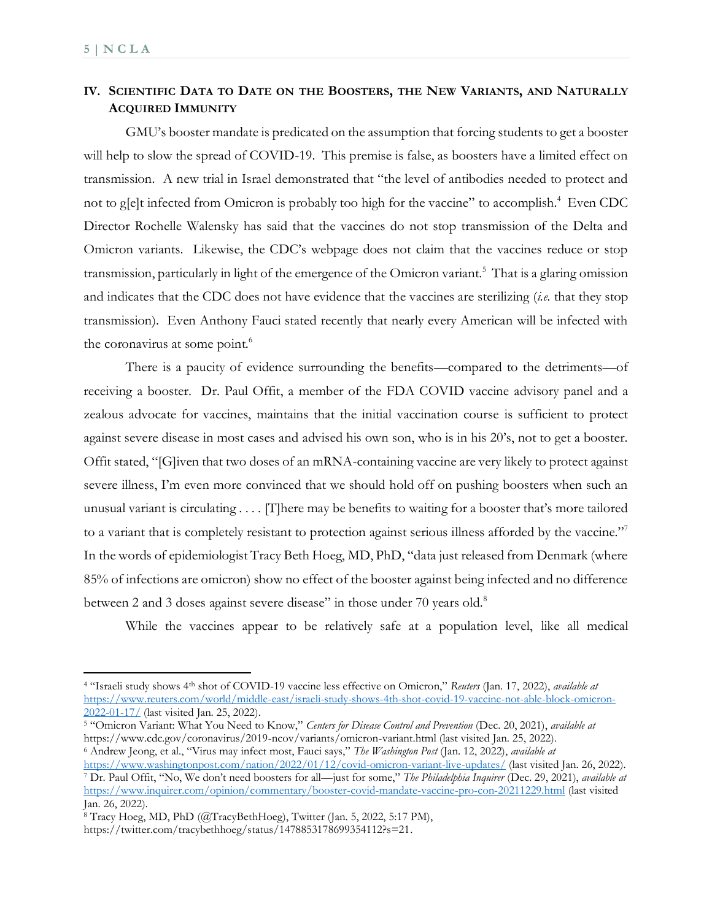## IV. Scientific Data to Date on the Boosters, the New Variants, and Naturally Acquired Immunity

GMU's booster mandate is predicated on the assumption that forcing students to get a booster will help to slow the spread of COVID-19. This premise is false, as boosters have a limited effect on transmission. A new trial in Israel demonstrated that "the level of antibodies needed to protect and not to g[e]t infected from Omicron is probably too high for the vaccine" to accomplish.[4] Even CDC Director Rochelle Walensky has said that the vaccines do not stop transmission of the Delta and Omicron variants. Likewise, the CDC's webpage does not claim that the vaccines reduce or stop transmission, particularly in light of the emergence of the Omicron variant.[5] That is a glaring omission and indicates that the CDC does not have evidence that the vaccines are sterilizing (*i.e.* that they stop transmission). Even Anthony Fauci stated recently that nearly every American will be infected with the coronavirus at some point.[6]

There is a paucity of evidence surrounding the benefits—compared to the detriments—of receiving a booster. Dr. Paul Offit, a member of the FDA COVID vaccine advisory panel and a zealous advocate for vaccines, maintains that the initial vaccination course is sufficient to protect against severe disease in most cases and advised his own son, who is in his 20's, not to get a booster. Offit stated, "[G]iven that two doses of an mRNA-containing vaccine are very likely to protect against severe illness, I'm even more convinced that we should hold off on pushing boosters when such an unusual variant is circulating . . . . [T]here may be benefits to waiting for a booster that's more tailored to a variant that is completely resistant to protection against serious illness afforded by the vaccine."[7] In the words of epidemiologist Tracy Beth Hoeg, MD, PhD, "data just released from Denmark (where 85% of infections are omicron) show no effect of the booster against being infected and no difference between 2 and 3 doses against severe disease" in those under 70 years old.[8]

While the vaccines appear to be relatively safe at a population level, like all medical

---

[4] "Israeli study shows 4th shot of COVID-19 vaccine less effective on Omicron," *Reuters* (Jan. 17, 2022), *available at* https://www.reuters.com/world/middle-east/israeli-study-shows-4th-shot-covid-19-vaccine-not-able-block-omicron-2022-01-17/ (last visited Jan. 25, 2022).

[5] "Omicron Variant: What You Need to Know," *Centers for Disease Control and Prevention* (Dec. 20, 2021), *available at* https://www.cdc.gov/coronavirus/2019-ncov/variants/omicron-variant.html (last visited Jan. 25, 2022).

[6] Andrew Jeong, et al., "Virus may infect most, Fauci says," *The Washington Post* (Jan. 12, 2022), *available at* https://www.washingtonpost.com/nation/2022/01/12/covid-omicron-variant-live-updates/ (last visited Jan. 26, 2022).

[7] Dr. Paul Offit, "No, We don't need boosters for all—just for some," *The Philadelphia Inquirer* (Dec. 29, 2021), *available at* https://www.inquirer.com/opinion/commentary/booster-covid-mandate-vaccine-pro-con-20211229.html (last visited Jan. 26, 2022).

[8] Tracy Hoeg, MD, PhD (@TracyBethHoeg), Twitter (Jan. 5, 2022, 5:17 PM), https://twitter.com/tracybethhoeg/status/1478853178699354112?s=21.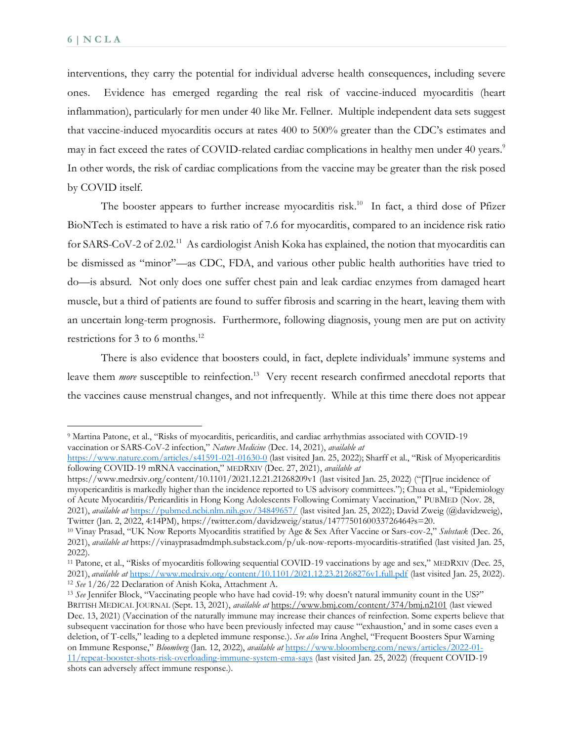interventions, they carry the potential for individual adverse health consequences, including severe ones. Evidence has emerged regarding the real risk of vaccine-induced myocarditis (heart inflammation), particularly for men under 40 like Mr. Fellner. Multiple independent data sets suggest that vaccine-induced myocarditis occurs at rates 400 to 500% greater than the CDC's estimates and may in fact exceed the rates of COVID-related cardiac complications in healthy men under 40 years.[9] In other words, the risk of cardiac complications from the vaccine may be greater than the risk posed by COVID itself.

The booster appears to further increase myocarditis risk.[10] In fact, a third dose of Pfizer BioNTech is estimated to have a risk ratio of 7.6 for myocarditis, compared to an incidence risk ratio for SARS-CoV-2 of 2.02.[11] As cardiologist Anish Koka has explained, the notion that myocarditis can be dismissed as "minor"—as CDC, FDA, and various other public health authorities have tried to do—is absurd. Not only does one suffer chest pain and leak cardiac enzymes from damaged heart muscle, but a third of patients are found to suffer fibrosis and scarring in the heart, leaving them with an uncertain long-term prognosis. Furthermore, following diagnosis, young men are put on activity restrictions for 3 to 6 months.[12]

There is also evidence that boosters could, in fact, deplete individuals' immune systems and leave them *more* susceptible to reinfection.[13] Very recent research confirmed anecdotal reports that the vaccines cause menstrual changes, and not infrequently. While at this time there does not appear

---

[9] Martina Patone, et al., "Risks of myocarditis, pericarditis, and cardiac arrhythmias associated with COVID-19 vaccination or SARS-CoV-2 infection," *Nature Medicine* (Dec. 14, 2021), *available at* https://www.nature.com/articles/s41591-021-01630-0 (last visited Jan. 25, 2022); Sharff et al., "Risk of Myopericarditis following COVID-19 mRNA vaccination," MEDRXIV (Dec. 27, 2021), *available at* https://www.medrxiv.org/content/10.1101/2021.12.21.21268209v1 (last visited Jan. 25, 2022) ("[T]rue incidence of myopericarditis is markedly higher than the incidence reported to US advisory committees."); Chua et al., "Epidemiology of Acute Myocarditis/Pericarditis in Hong Kong Adolescents Following Comirnaty Vaccination," PUBMED (Nov. 28, 2021), *available at* https://pubmed.ncbi.nlm.nih.gov/34849657/ (last visited Jan. 25, 2022); David Zweig (@davidzweig), Twitter (Jan. 2, 2022, 4:14PM), https://twitter.com/davidzweig/status/1477750160033726464?s=20.

[10] Vinay Prasad, "UK Now Reports Myocarditis stratified by Age & Sex After Vaccine or Sars-cov-2," *Substack* (Dec. 26, 2021), *available at* https://vinayprasadmdmph.substack.com/p/uk-now-reports-myocarditis-stratified (last visited Jan. 25, 2022).

[11] Patone, et al., "Risks of myocarditis following sequential COVID-19 vaccinations by age and sex," MEDRXIV (Dec. 25, 2021), *available at* https://www.medrxiv.org/content/10.1101/2021.12.23.21268276v1.full.pdf (last visited Jan. 25, 2022).

[12] *See* 1/26/22 Declaration of Anish Koka, Attachment A.

[13] *See* Jennifer Block, "Vaccinating people who have had covid-19: why doesn't natural immunity count in the US?" BRITISH MEDICAL JOURNAL (Sept. 13, 2021), *available at* https://www.bmj.com/content/374/bmj.n2101 (last viewed Dec. 13, 2021) (Vaccination of the naturally immune may increase their chances of reinfection. Some experts believe that subsequent vaccination for those who have been previously infected may cause "'exhaustion,' and in some cases even a deletion, of T-cells," leading to a depleted immune response.). *See also* Irina Anghel, "Frequent Boosters Spur Warning on Immune Response," *Bloomberg* (Jan. 12, 2022), *available at* https://www.bloomberg.com/news/articles/2022-01-11/repeat-booster-shots-risk-overloading-immune-system-ema-says (last visited Jan. 25, 2022) (frequent COVID-19 shots can adversely affect immune response.).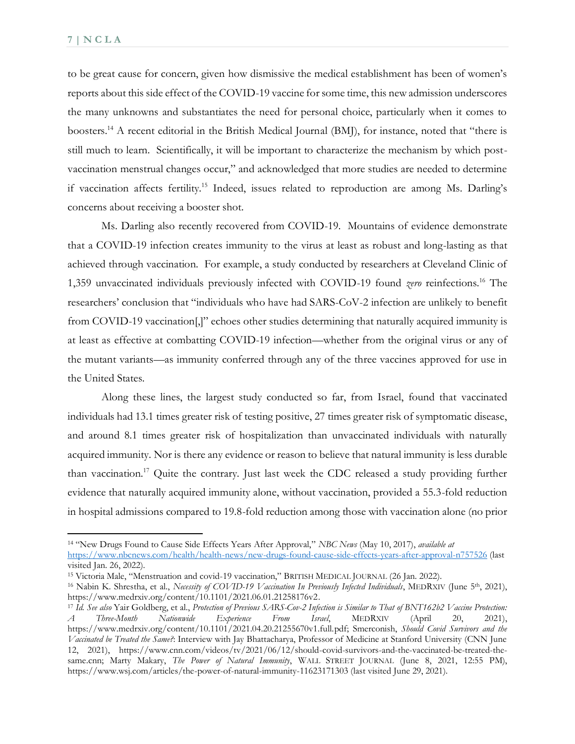to be great cause for concern, given how dismissive the medical establishment has been of women's reports about this side effect of the COVID-19 vaccine for some time, this new admission underscores the many unknowns and substantiates the need for personal choice, particularly when it comes to boosters.[14] A recent editorial in the British Medical Journal (BMJ), for instance, noted that "there is still much to learn. Scientifically, it will be important to characterize the mechanism by which post-vaccination menstrual changes occur," and acknowledged that more studies are needed to determine if vaccination affects fertility.[15] Indeed, issues related to reproduction are among Ms. Darling's concerns about receiving a booster shot.

Ms. Darling also recently recovered from COVID-19. Mountains of evidence demonstrate that a COVID-19 infection creates immunity to the virus at least as robust and long-lasting as that achieved through vaccination. For example, a study conducted by researchers at Cleveland Clinic of 1,359 unvaccinated individuals previously infected with COVID-19 found *zero* reinfections.[16] The researchers' conclusion that "individuals who have had SARS-CoV-2 infection are unlikely to benefit from COVID-19 vaccination[,]" echoes other studies determining that naturally acquired immunity is at least as effective at combatting COVID-19 infection—whether from the original virus or any of the mutant variants—as immunity conferred through any of the three vaccines approved for use in the United States.

Along these lines, the largest study conducted so far, from Israel, found that vaccinated individuals had 13.1 times greater risk of testing positive, 27 times greater risk of symptomatic disease, and around 8.1 times greater risk of hospitalization than unvaccinated individuals with naturally acquired immunity. Nor is there any evidence or reason to believe that natural immunity is less durable than vaccination.[17] Quite the contrary. Just last week the CDC released a study providing further evidence that naturally acquired immunity alone, without vaccination, provided a 55.3-fold reduction in hospital admissions compared to 19.8-fold reduction among those with vaccination alone (no prior

---

[14] "New Drugs Found to Cause Side Effects Years After Approval," *NBC News* (May 10, 2017), *available at* https://www.nbcnews.com/health/health-news/new-drugs-found-cause-side-effects-years-after-approval-n757526 (last visited Jan. 26, 2022).

[15] Victoria Male, "Menstruation and covid-19 vaccination," BRITISH MEDICAL JOURNAL (26 Jan. 2022).

[16] Nabin K. Shrestha, et al., *Necessity of COVID-19 Vaccination In Previously Infected Individuals*, MEDRXIV (June 5th, 2021), https://www.medrxiv.org/content/10.1101/2021.06.01.21258176v2.

[17] *Id. See also* Yair Goldberg, et al., *Protection of Previous SARS-Cov-2 Infection is Similar to That of BNT162b2 Vaccine Protection: A Three-Month Nationwide Experience From Israel*, MEDRXIV (April 20, 2021), https://www.medrxiv.org/content/10.1101/2021.04.20.21255670v1.full.pdf; Smerconish, *Should Covid Survivors and the Vaccinated be Treated the Same?*: Interview with Jay Bhattacharya, Professor of Medicine at Stanford University (CNN June 12, 2021), https://www.cnn.com/videos/tv/2021/06/12/should-covid-survivors-and-the-vaccinated-be-treated-the-same.cnn; Marty Makary, *The Power of Natural Immunity*, WALL STREET JOURNAL (June 8, 2021, 12:55 PM), https://www.wsj.com/articles/the-power-of-natural-immunity-11623171303 (last visited June 29, 2021).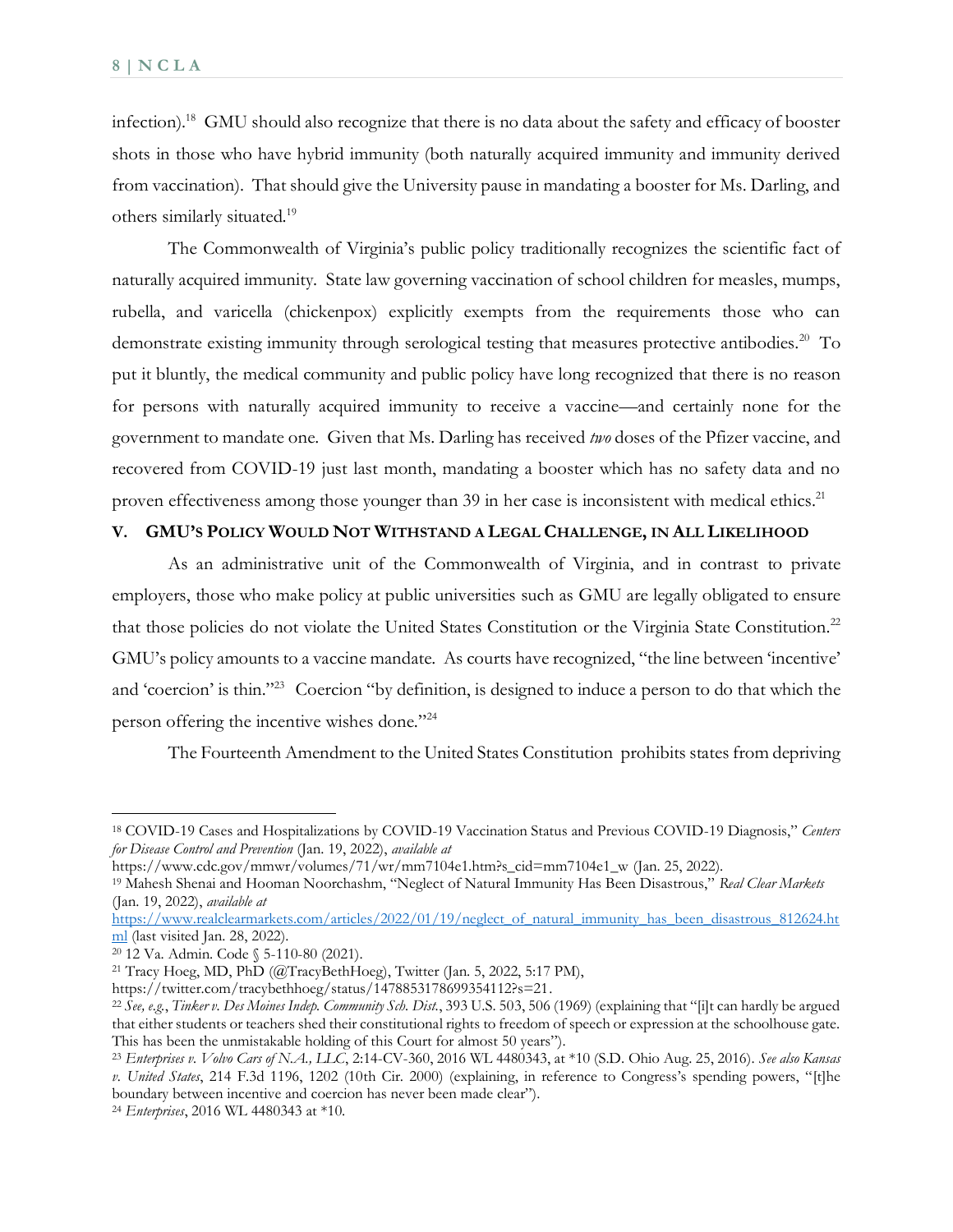infection).[18] GMU should also recognize that there is no data about the safety and efficacy of booster shots in those who have hybrid immunity (both naturally acquired immunity and immunity derived from vaccination). That should give the University pause in mandating a booster for Ms. Darling, and others similarly situated.[19]

The Commonwealth of Virginia's public policy traditionally recognizes the scientific fact of naturally acquired immunity. State law governing vaccination of school children for measles, mumps, rubella, and varicella (chickenpox) explicitly exempts from the requirements those who can demonstrate existing immunity through serological testing that measures protective antibodies.[20] To put it bluntly, the medical community and public policy have long recognized that there is no reason for persons with naturally acquired immunity to receive a vaccine—and certainly none for the government to mandate one. Given that Ms. Darling has received *two* doses of the Pfizer vaccine, and recovered from COVID-19 just last month, mandating a booster which has no safety data and no proven effectiveness among those younger than 39 in her case is inconsistent with medical ethics.[21]

## V. GMU's Policy Would Not Withstand a Legal Challenge, in All Likelihood

As an administrative unit of the Commonwealth of Virginia, and in contrast to private employers, those who make policy at public universities such as GMU are legally obligated to ensure that those policies do not violate the United States Constitution or the Virginia State Constitution.[22] GMU's policy amounts to a vaccine mandate. As courts have recognized, "the line between 'incentive' and 'coercion' is thin."[23] Coercion "by definition, is designed to induce a person to do that which the person offering the incentive wishes done."[24]

The Fourteenth Amendment to the United States Constitution prohibits states from depriving

---

[18] COVID-19 Cases and Hospitalizations by COVID-19 Vaccination Status and Previous COVID-19 Diagnosis," *Centers for Disease Control and Prevention* (Jan. 19, 2022), *available at* https://www.cdc.gov/mmwr/volumes/71/wr/mm7104e1.htm?s_cid=mm7104e1_w (Jan. 25, 2022).

[19] Mahesh Shenai and Hooman Noorchashm, "Neglect of Natural Immunity Has Been Disastrous," *Real Clear Markets* (Jan. 19, 2022), *available at* https://www.realclearmarkets.com/articles/2022/01/19/neglect_of_natural_immunity_has_been_disastrous_812624.html (last visited Jan. 28, 2022).

[20] 12 Va. Admin. Code § 5-110-80 (2021).

[21] Tracy Hoeg, MD, PhD (@TracyBethHoeg), Twitter (Jan. 5, 2022, 5:17 PM), https://twitter.com/tracybethhoeg/status/1478853178699354112?s=21.

[22] *See, e.g.*, *Tinker v. Des Moines Indep. Community Sch. Dist.*, 393 U.S. 503, 506 (1969) (explaining that "[i]t can hardly be argued that either students or teachers shed their constitutional rights to freedom of speech or expression at the schoolhouse gate. This has been the unmistakable holding of this Court for almost 50 years").

[23] *Enterprises v. Volvo Cars of N.A., LLC*, 2:14-CV-360, 2016 WL 4480343, at *10 (S.D. Ohio Aug. 25, 2016). *See also Kansas v. United States*, 214 F.3d 1196, 1202 (10th Cir. 2000) (explaining, in reference to Congress's spending powers, "[t]he boundary between incentive and coercion has never been made clear").

[24] *Enterprises*, 2016 WL 4480343 at *10.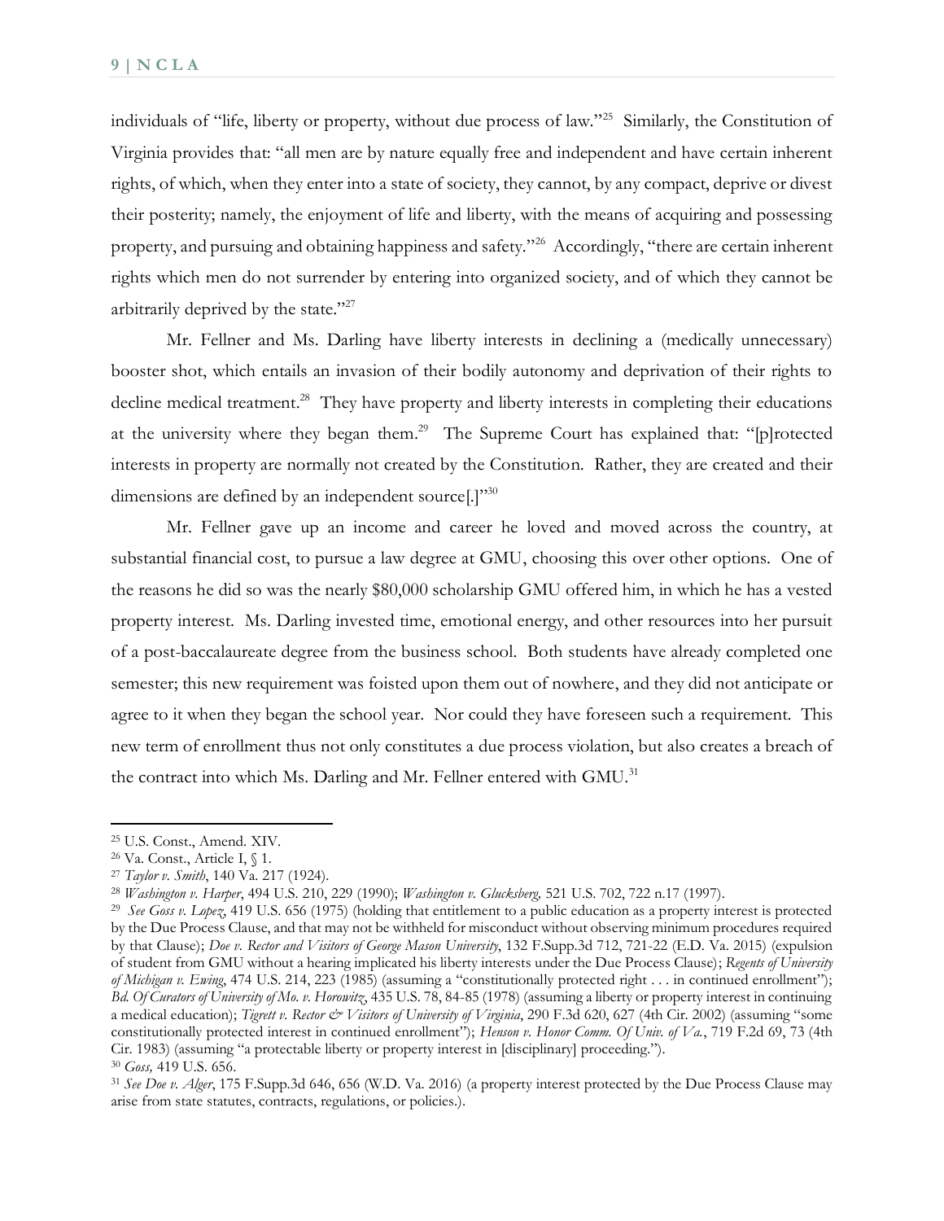individuals of "life, liberty or property, without due process of law."[25] Similarly, the Constitution of Virginia provides that: "all men are by nature equally free and independent and have certain inherent rights, of which, when they enter into a state of society, they cannot, by any compact, deprive or divest their posterity; namely, the enjoyment of life and liberty, with the means of acquiring and possessing property, and pursuing and obtaining happiness and safety."[26] Accordingly, "there are certain inherent rights which men do not surrender by entering into organized society, and of which they cannot be arbitrarily deprived by the state."[27]

Mr. Fellner and Ms. Darling have liberty interests in declining a (medically unnecessary) booster shot, which entails an invasion of their bodily autonomy and deprivation of their rights to decline medical treatment.[28] They have property and liberty interests in completing their educations at the university where they began them.[29] The Supreme Court has explained that: "[p]rotected interests in property are normally not created by the Constitution. Rather, they are created and their dimensions are defined by an independent source[.]"[30]

Mr. Fellner gave up an income and career he loved and moved across the country, at substantial financial cost, to pursue a law degree at GMU, choosing this over other options. One of the reasons he did so was the nearly $80,000 scholarship GMU offered him, in which he has a vested property interest. Ms. Darling invested time, emotional energy, and other resources into her pursuit of a post-baccalaureate degree from the business school. Both students have already completed one semester; this new requirement was foisted upon them out of nowhere, and they did not anticipate or agree to it when they began the school year. Nor could they have foreseen such a requirement. This new term of enrollment thus not only constitutes a due process violation, but also creates a breach of the contract into which Ms. Darling and Mr. Fellner entered with GMU.[31]

---

[25] U.S. Const., Amend. XIV.

[26] Va. Const., Article I, § 1.

[27] *Taylor v. Smith*, 140 Va. 217 (1924).

[28] *Washington v. Harper*, 494 U.S. 210, 229 (1990); *Washington v. Glucksberg,* 521 U.S. 702, 722 n.17 (1997).

[29] *See Goss v. Lopez*, 419 U.S. 656 (1975) (holding that entitlement to a public education as a property interest is protected by the Due Process Clause, and that may not be withheld for misconduct without observing minimum procedures required by that Clause); *Doe v. Rector and Visitors of George Mason University*, 132 F.Supp.3d 712, 721-22 (E.D. Va. 2015) (expulsion of student from GMU without a hearing implicated his liberty interests under the Due Process Clause); *Regents of University of Michigan v. Ewing*, 474 U.S. 214, 223 (1985) (assuming a "constitutionally protected right . . . in continued enrollment"); *Bd. Of Curators of University of Mo. v. Horowitz*, 435 U.S. 78, 84-85 (1978) (assuming a liberty or property interest in continuing a medical education); *Tigrett v. Rector & Visitors of University of Virginia*, 290 F.3d 620, 627 (4th Cir. 2002) (assuming "some constitutionally protected interest in continued enrollment"); *Henson v. Honor Comm. Of Univ. of Va.*, 719 F.2d 69, 73 (4th Cir. 1983) (assuming "a protectable liberty or property interest in [disciplinary] proceeding.").

[30] *Goss,* 419 U.S. 656.

[31] *See Doe v. Alger*, 175 F.Supp.3d 646, 656 (W.D. Va. 2016) (a property interest protected by the Due Process Clause may arise from state statutes, contracts, regulations, or policies.).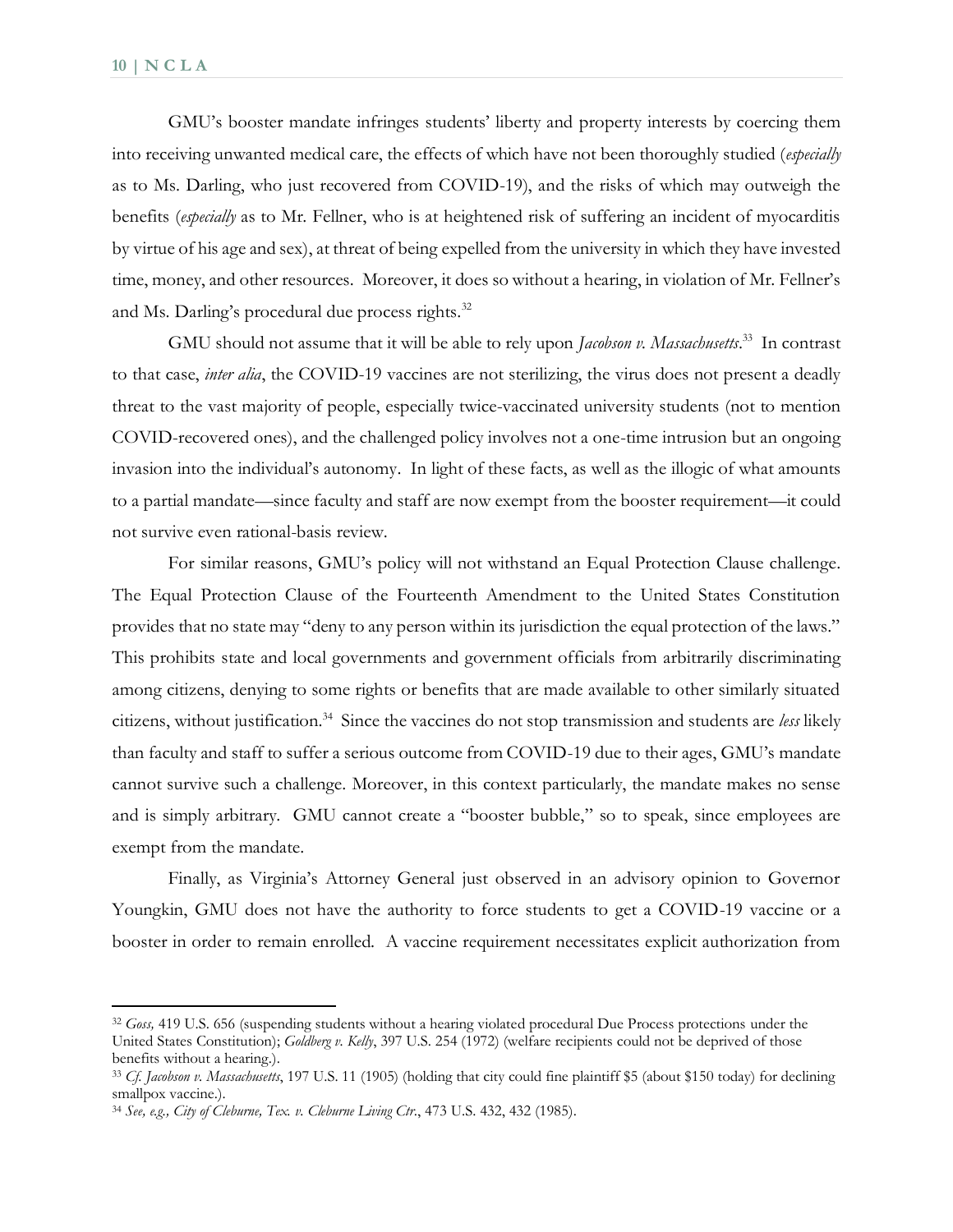GMU's booster mandate infringes students' liberty and property interests by coercing them into receiving unwanted medical care, the effects of which have not been thoroughly studied (*especially* as to Ms. Darling, who just recovered from COVID-19), and the risks of which may outweigh the benefits (*especially* as to Mr. Fellner, who is at heightened risk of suffering an incident of myocarditis by virtue of his age and sex), at threat of being expelled from the university in which they have invested time, money, and other resources. Moreover, it does so without a hearing, in violation of Mr. Fellner's and Ms. Darling's procedural due process rights.[32]

GMU should not assume that it will be able to rely upon *Jacobson v. Massachusetts*.[33] In contrast to that case, *inter alia*, the COVID-19 vaccines are not sterilizing, the virus does not present a deadly threat to the vast majority of people, especially twice-vaccinated university students (not to mention COVID-recovered ones), and the challenged policy involves not a one-time intrusion but an ongoing invasion into the individual's autonomy. In light of these facts, as well as the illogic of what amounts to a partial mandate—since faculty and staff are now exempt from the booster requirement—it could not survive even rational-basis review.

For similar reasons, GMU's policy will not withstand an Equal Protection Clause challenge. The Equal Protection Clause of the Fourteenth Amendment to the United States Constitution provides that no state may "deny to any person within its jurisdiction the equal protection of the laws." This prohibits state and local governments and government officials from arbitrarily discriminating among citizens, denying to some rights or benefits that are made available to other similarly situated citizens, without justification.[34] Since the vaccines do not stop transmission and students are *less* likely than faculty and staff to suffer a serious outcome from COVID-19 due to their ages, GMU's mandate cannot survive such a challenge. Moreover, in this context particularly, the mandate makes no sense and is simply arbitrary. GMU cannot create a "booster bubble," so to speak, since employees are exempt from the mandate.

Finally, as Virginia's Attorney General just observed in an advisory opinion to Governor Youngkin, GMU does not have the authority to force students to get a COVID-19 vaccine or a booster in order to remain enrolled. A vaccine requirement necessitates explicit authorization from

---

[32] *Goss,* 419 U.S. 656 (suspending students without a hearing violated procedural Due Process protections under the United States Constitution); *Goldberg v. Kelly*, 397 U.S. 254 (1972) (welfare recipients could not be deprived of those benefits without a hearing.).

[33] *Cf. Jacobson v. Massachusetts*, 197 U.S. 11 (1905) (holding that city could fine plaintiff $5 (about $150 today) for declining smallpox vaccine.).

[34] *See, e.g., City of Cleburne, Tex. v. Cleburne Living Ctr*., 473 U.S. 432, 432 (1985).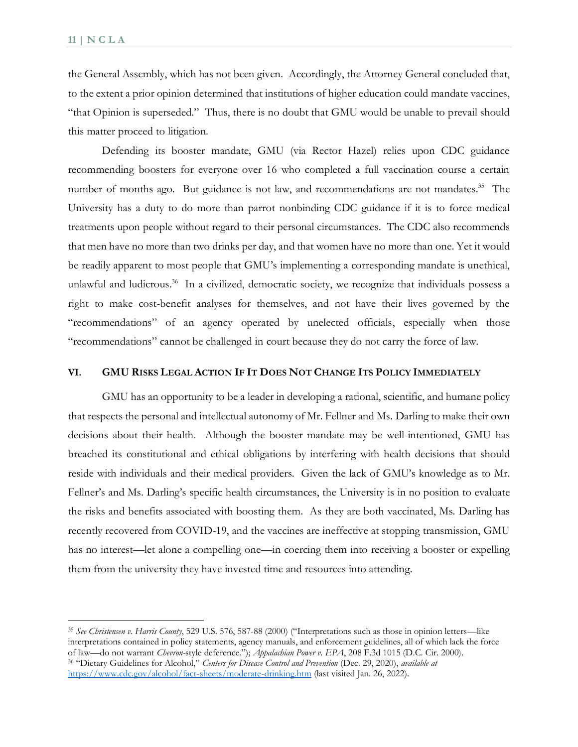the General Assembly, which has not been given. Accordingly, the Attorney General concluded that, to the extent a prior opinion determined that institutions of higher education could mandate vaccines, "that Opinion is superseded." Thus, there is no doubt that GMU would be unable to prevail should this matter proceed to litigation.

Defending its booster mandate, GMU (via Rector Hazel) relies upon CDC guidance recommending boosters for everyone over 16 who completed a full vaccination course a certain number of months ago. But guidance is not law, and recommendations are not mandates.[35] The University has a duty to do more than parrot nonbinding CDC guidance if it is to force medical treatments upon people without regard to their personal circumstances. The CDC also recommends that men have no more than two drinks per day, and that women have no more than one. Yet it would be readily apparent to most people that GMU's implementing a corresponding mandate is unethical, unlawful and ludicrous.[36] In a civilized, democratic society, we recognize that individuals possess a right to make cost-benefit analyses for themselves, and not have their lives governed by the "recommendations" of an agency operated by unelected officials, especially when those "recommendations" cannot be challenged in court because they do not carry the force of law.

## VI. GMU Risks Legal Action If It Does Not Change Its Policy Immediately

GMU has an opportunity to be a leader in developing a rational, scientific, and humane policy that respects the personal and intellectual autonomy of Mr. Fellner and Ms. Darling to make their own decisions about their health. Although the booster mandate may be well-intentioned, GMU has breached its constitutional and ethical obligations by interfering with health decisions that should reside with individuals and their medical providers. Given the lack of GMU's knowledge as to Mr. Fellner's and Ms. Darling's specific health circumstances, the University is in no position to evaluate the risks and benefits associated with boosting them. As they are both vaccinated, Ms. Darling has recently recovered from COVID-19, and the vaccines are ineffective at stopping transmission, GMU has no interest—let alone a compelling one—in coercing them into receiving a booster or expelling them from the university they have invested time and resources into attending.

---

[35] *See Christensen v. Harris County*, 529 U.S. 576, 587-88 (2000) ("Interpretations such as those in opinion letters—like interpretations contained in policy statements, agency manuals, and enforcement guidelines, all of which lack the force of law—do not warrant *Chevron*-style deference."); *Appalachian Power v. EPA*, 208 F.3d 1015 (D.C. Cir. 2000).

[36] "Dietary Guidelines for Alcohol," *Centers for Disease Control and Prevention* (Dec. 29, 2020), *available at* https://www.cdc.gov/alcohol/fact-sheets/moderate-drinking.htm (last visited Jan. 26, 2022).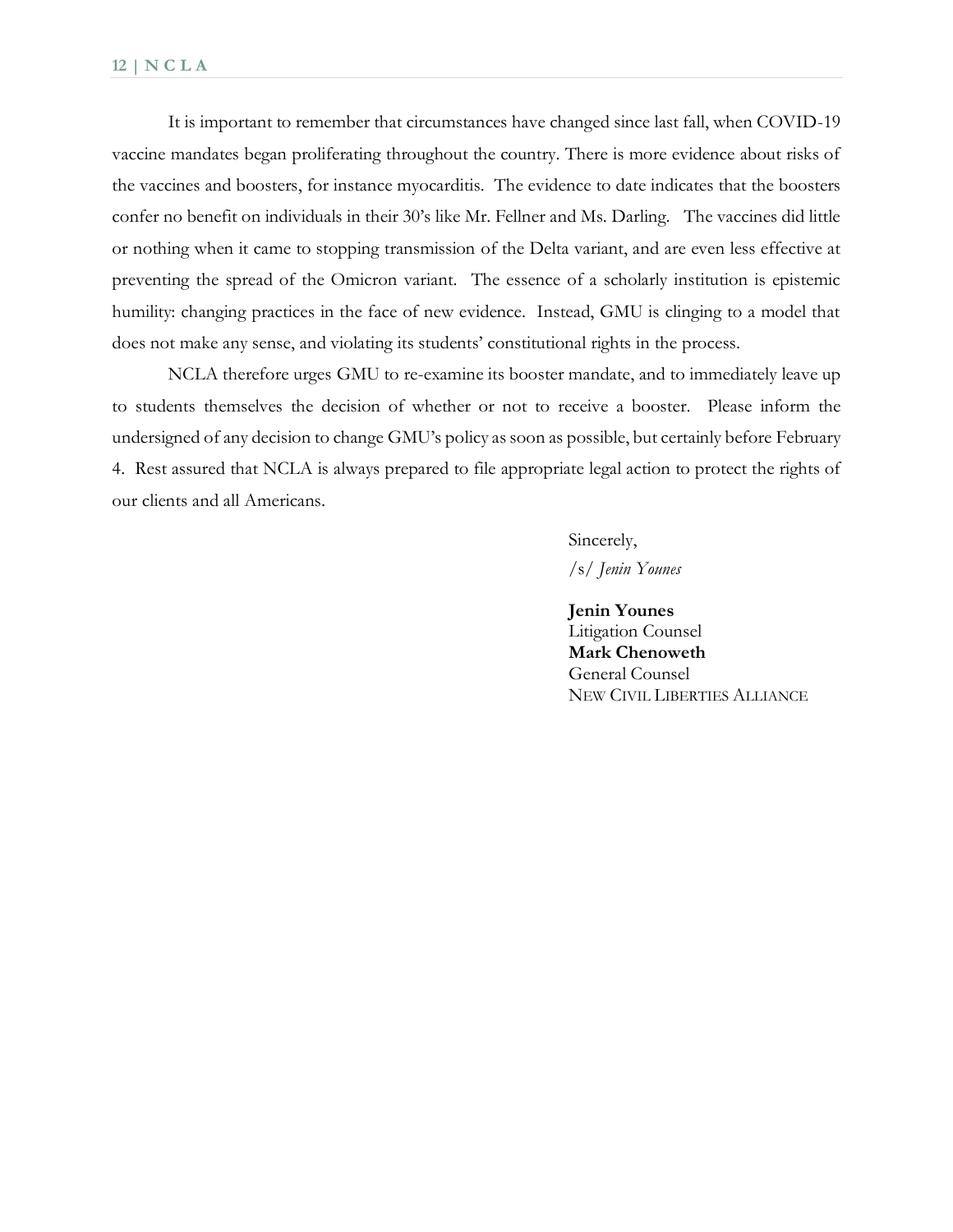It is important to remember that circumstances have changed since last fall, when COVID-19 vaccine mandates began proliferating throughout the country. There is more evidence about risks of the vaccines and boosters, for instance myocarditis. The evidence to date indicates that the boosters confer no benefit on individuals in their 30's like Mr. Fellner and Ms. Darling. The vaccines did little or nothing when it came to stopping transmission of the Delta variant, and are even less effective at preventing the spread of the Omicron variant. The essence of a scholarly institution is epistemic humility: changing practices in the face of new evidence. Instead, GMU is clinging to a model that does not make any sense, and violating its students' constitutional rights in the process.

NCLA therefore urges GMU to re-examine its booster mandate, and to immediately leave up to students themselves the decision of whether or not to receive a booster. Please inform the undersigned of any decision to change GMU's policy as soon as possible, but certainly before February 4. Rest assured that NCLA is always prepared to file appropriate legal action to protect the rights of our clients and all Americans.

Sincerely,
/s/ *Jenin Younes*

**Jenin Younes**
Litigation Counsel
**Mark Chenoweth**
General Counsel
NEW CIVIL LIBERTIES ALLIANCE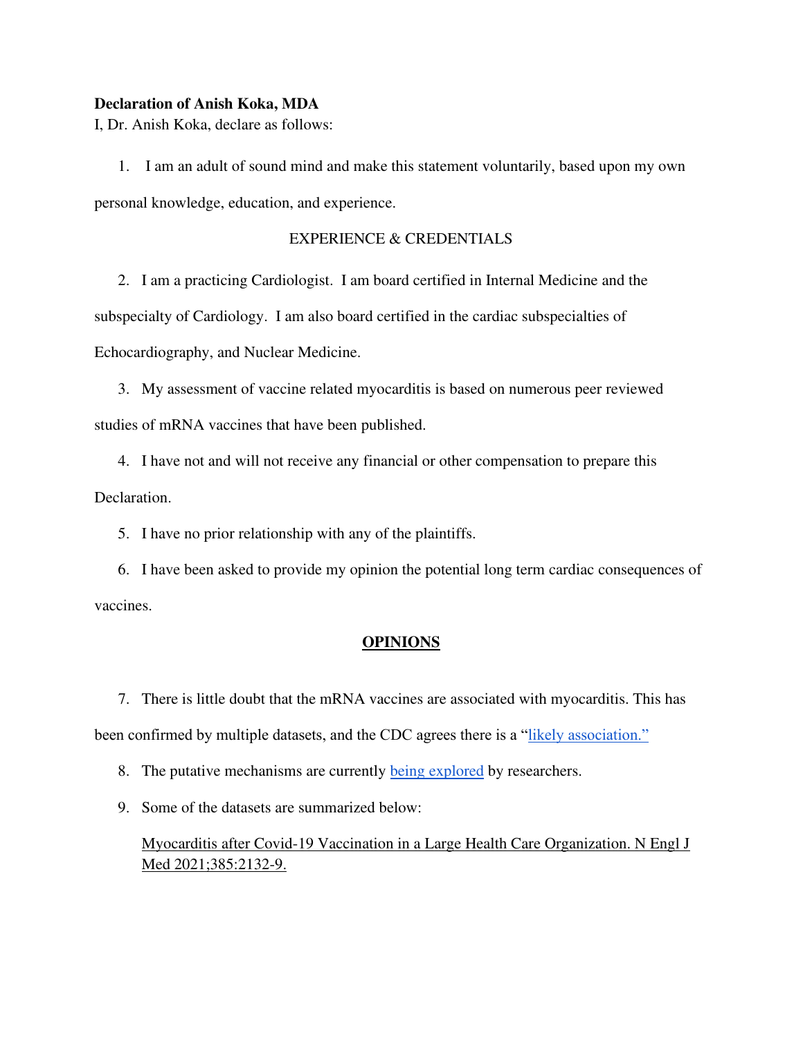**Declaration of Anish Koka, MDA**

I, Dr. Anish Koka, declare as follows:

1. I am an adult of sound mind and make this statement voluntarily, based upon my own personal knowledge, education, and experience.

EXPERIENCE & CREDENTIALS

2. I am a practicing Cardiologist. I am board certified in Internal Medicine and the subspecialty of Cardiology. I am also board certified in the cardiac subspecialties of Echocardiography, and Nuclear Medicine.
3. My assessment of vaccine related myocarditis is based on numerous peer reviewed studies of mRNA vaccines that have been published.
4. I have not and will not receive any financial or other compensation to prepare this Declaration.
5. I have no prior relationship with any of the plaintiffs.
6. I have been asked to provide my opinion the potential long term cardiac consequences of vaccines.

**<u>OPINIONS</u>**

7. There is little doubt that the mRNA vaccines are associated with myocarditis. This has been confirmed by multiple datasets, and the CDC agrees there is a "likely association."
8. The putative mechanisms are currently being explored by researchers.
9. Some of the datasets are summarized below:

   <u>Myocarditis after Covid-19 Vaccination in a Large Health Care Organization. N Engl J Med 2021;385:2132-9.</u>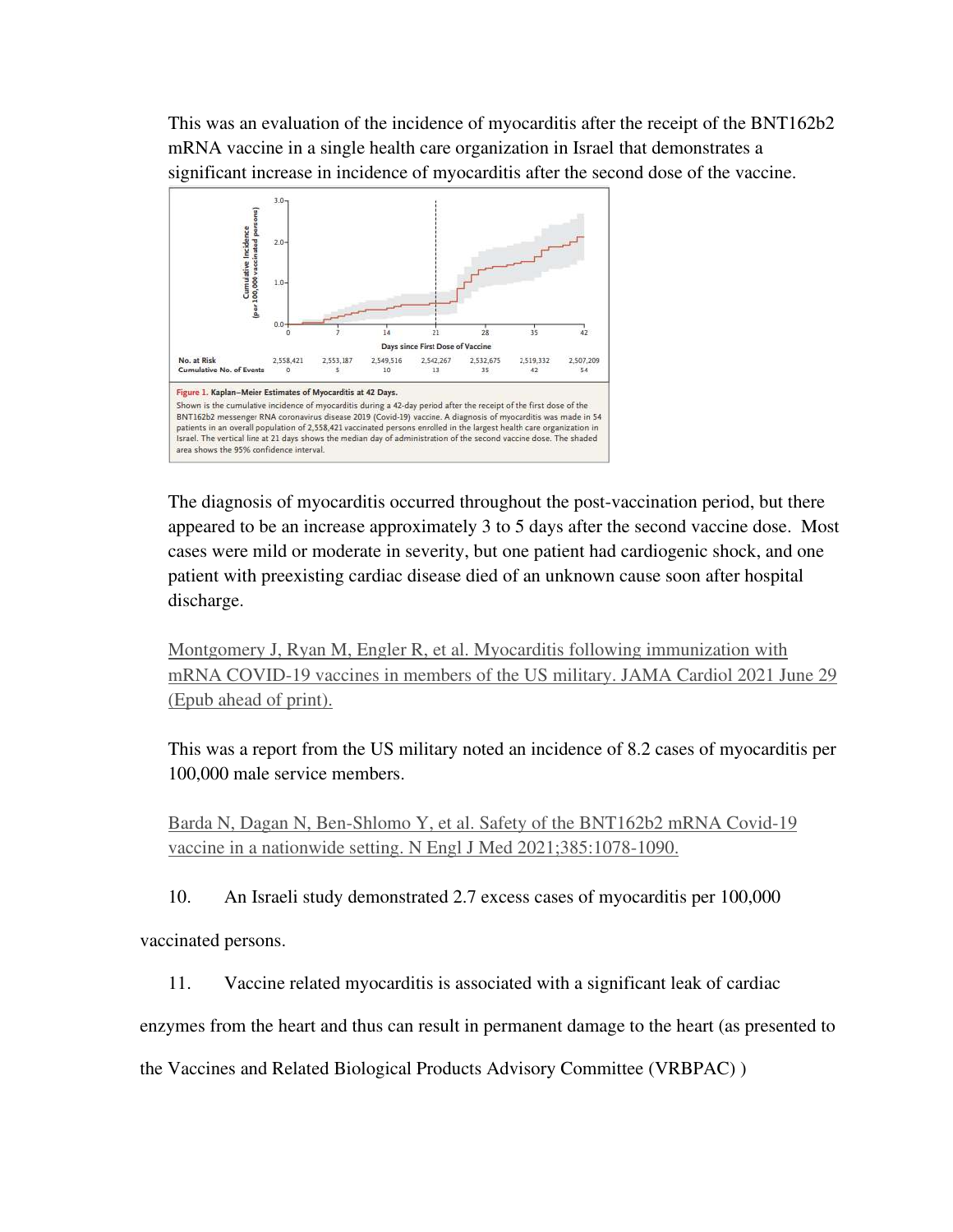This was an evaluation of the incidence of myocarditis after the receipt of the BNT162b2 mRNA vaccine in a single health care organization in Israel that demonstrates a significant increase in incidence of myocarditis after the second dose of the vaccine.

| Days since First Dose of Vaccine | 0 | 7 | 14 | 21 | 28 | 35 | 42 |
|---|---|---|---|---|---|---|---|
| No. at Risk | 2,558,421 | 2,553,187 | 2,549,516 | 2,542,267 | 2,532,675 | 2,519,332 | 2,507,209 |
| Cumulative No. of Events | 0 | 5 | 10 | 13 | 35 | 42 | 54 |

**Figure 1. Kaplan–Meier Estimates of Myocarditis at 42 Days.**

Shown is the cumulative incidence of myocarditis during a 42-day period after the receipt of the first dose of the BNT162b2 messenger RNA coronavirus disease 2019 (Covid-19) vaccine. A diagnosis of myocarditis was made in 54 patients in an overall population of 2,558,421 vaccinated persons enrolled in the largest health care organization in Israel. The vertical line at 21 days shows the median day of administration of the second vaccine dose. The shaded area shows the 95% confidence interval.

The diagnosis of myocarditis occurred throughout the post-vaccination period, but there appeared to be an increase approximately 3 to 5 days after the second vaccine dose. Most cases were mild or moderate in severity, but one patient had cardiogenic shock, and one patient with preexisting cardiac disease died of an unknown cause soon after hospital discharge.

Montgomery J, Ryan M, Engler R, et al. Myocarditis following immunization with mRNA COVID-19 vaccines in members of the US military. JAMA Cardiol 2021 June 29 (Epub ahead of print).

This was a report from the US military noted an incidence of 8.2 cases of myocarditis per 100,000 male service members.

Barda N, Dagan N, Ben-Shlomo Y, et al. Safety of the BNT162b2 mRNA Covid-19 vaccine in a nationwide setting. N Engl J Med 2021;385:1078-1090.

10. An Israeli study demonstrated 2.7 excess cases of myocarditis per 100,000 vaccinated persons.

11. Vaccine related myocarditis is associated with a significant leak of cardiac enzymes from the heart and thus can result in permanent damage to the heart (as presented to the Vaccines and Related Biological Products Advisory Committee (VRBPAC) )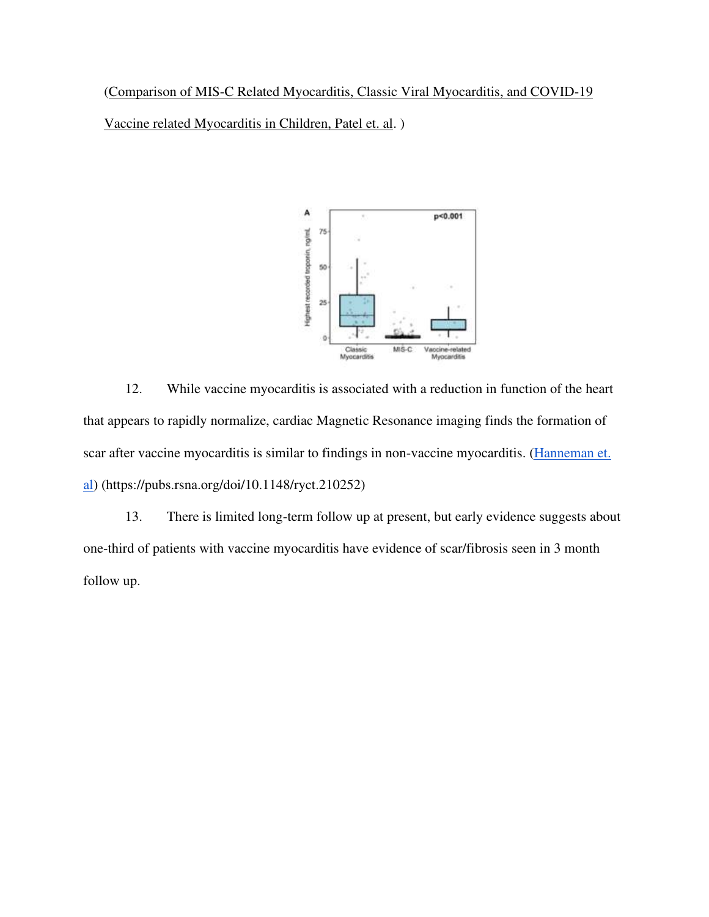(Comparison of MIS-C Related Myocarditis, Classic Viral Myocarditis, and COVID-19 Vaccine related Myocarditis in Children, Patel et. al. )

12. While vaccine myocarditis is associated with a reduction in function of the heart that appears to rapidly normalize, cardiac Magnetic Resonance imaging finds the formation of scar after vaccine myocarditis is similar to findings in non-vaccine myocarditis. (Hanneman et. al) (https://pubs.rsna.org/doi/10.1148/ryct.210252)

13. There is limited long-term follow up at present, but early evidence suggests about one-third of patients with vaccine myocarditis have evidence of scar/fibrosis seen in 3 month follow up.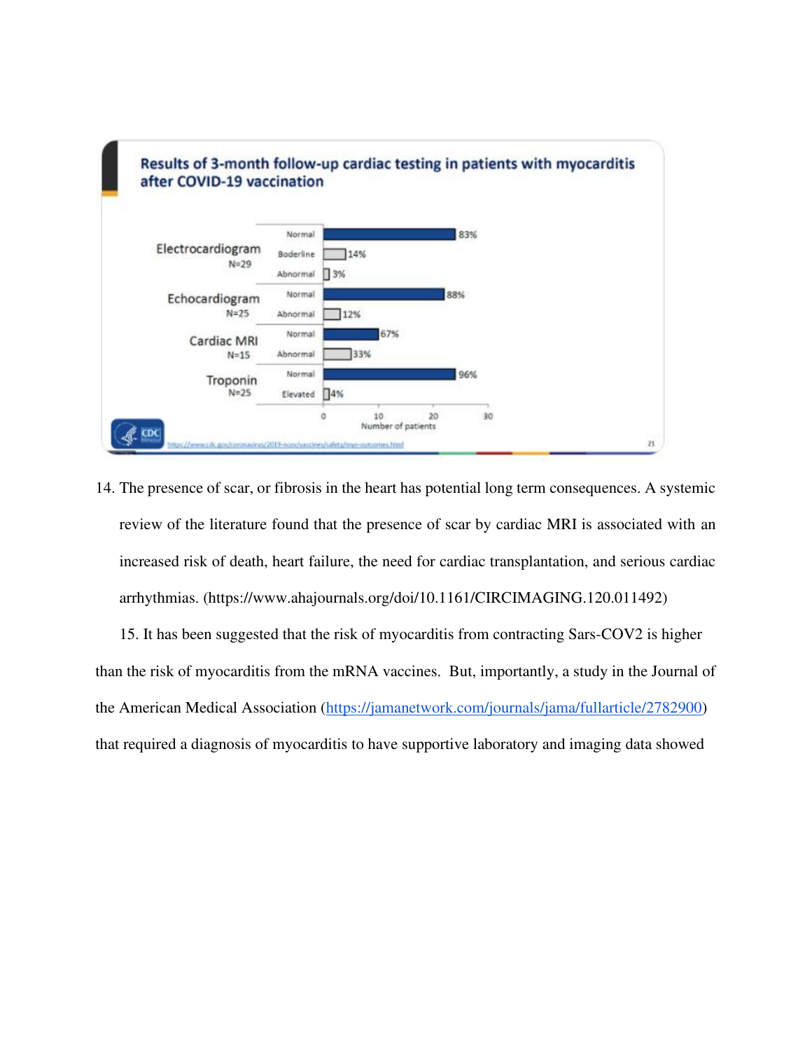**Results of 3-month follow-up cardiac testing in patients with myocarditis after COVID-19 vaccination**

| Test | Result | Percentage |
| --- | --- | --- |
| Electrocardiogram N=29 | Normal | 83% |
| | Boderline | 14% |
| | Abnormal | 3% |
| Echocardiogram N=25 | Normal | 88% |
| | Abnormal | 12% |
| Cardiac MRI N=15 | Normal | 67% |
| | Abnormal | 33% |
| Troponin N=25 | Normal | 96% |
| | Elevated | 4% |

Number of patients

https://www.cdc.gov/coronavirus/2019-ncov/vaccines/safety/myo-outcomes.html

14. The presence of scar, or fibrosis in the heart has potential long term consequences. A systemic review of the literature found that the presence of scar by cardiac MRI is associated with an increased risk of death, heart failure, the need for cardiac transplantation, and serious cardiac arrhythmias. (https://www.ahajournals.org/doi/10.1161/CIRCIMAGING.120.011492)

15. It has been suggested that the risk of myocarditis from contracting Sars-COV2 is higher than the risk of myocarditis from the mRNA vaccines. But, importantly, a study in the Journal of the American Medical Association (https://jamanetwork.com/journals/jama/fullarticle/2782900) that required a diagnosis of myocarditis to have supportive laboratory and imaging data showed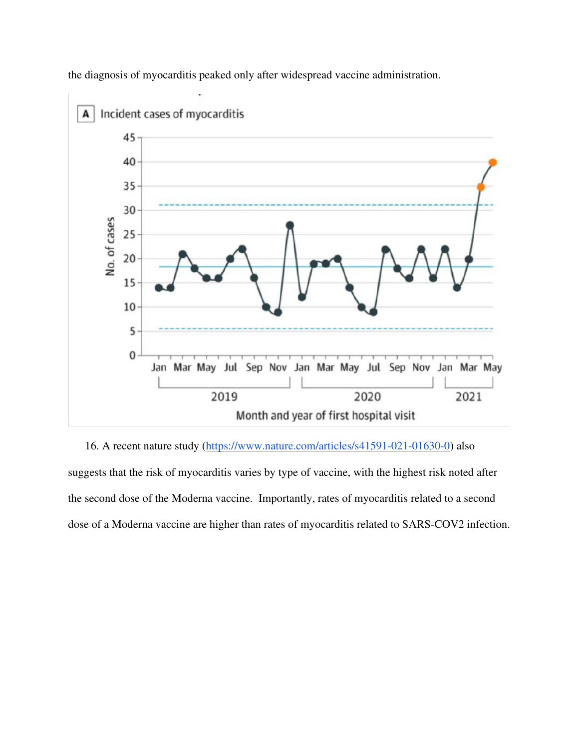the diagnosis of myocarditis peaked only after widespread vaccine administration.

16. A recent nature study (https://www.nature.com/articles/s41591-021-01630-0) also suggests that the risk of myocarditis varies by type of vaccine, with the highest risk noted after the second dose of the Moderna vaccine. Importantly, rates of myocarditis related to a second dose of a Moderna vaccine are higher than rates of myocarditis related to SARS-COV2 infection.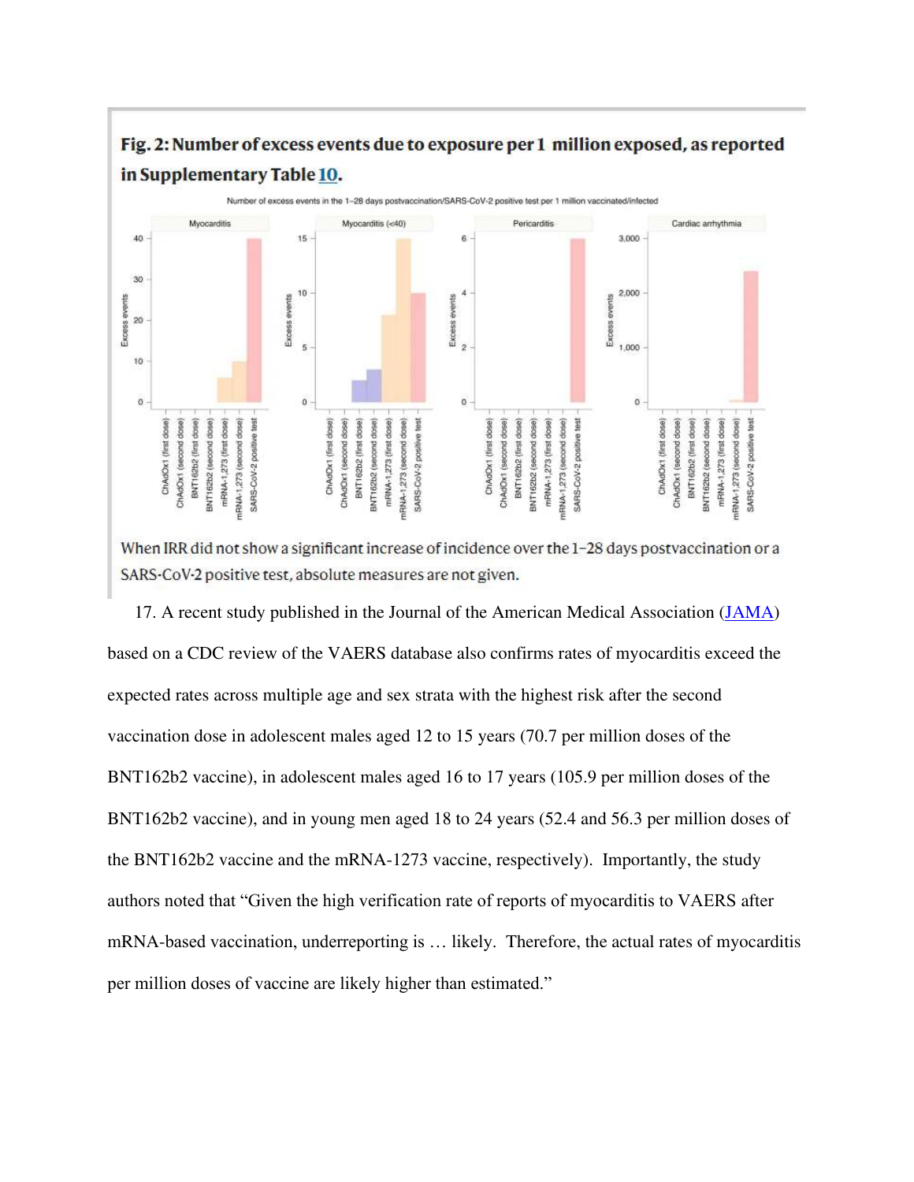**Fig. 2: Number of excess events due to exposure per 1 million exposed, as reported in Supplementary Table [10](#).**

When IRR did not show a significant increase of incidence over the 1–28 days postvaccination or a SARS-CoV-2 positive test, absolute measures are not given.

17. A recent study published in the Journal of the American Medical Association ([JAMA](#)) based on a CDC review of the VAERS database also confirms rates of myocarditis exceed the expected rates across multiple age and sex strata with the highest risk after the second vaccination dose in adolescent males aged 12 to 15 years (70.7 per million doses of the BNT162b2 vaccine), in adolescent males aged 16 to 17 years (105.9 per million doses of the BNT162b2 vaccine), and in young men aged 18 to 24 years (52.4 and 56.3 per million doses of the BNT162b2 vaccine and the mRNA-1273 vaccine, respectively). Importantly, the study authors noted that "Given the high verification rate of reports of myocarditis to VAERS after mRNA-based vaccination, underreporting is … likely. Therefore, the actual rates of myocarditis per million doses of vaccine are likely higher than estimated."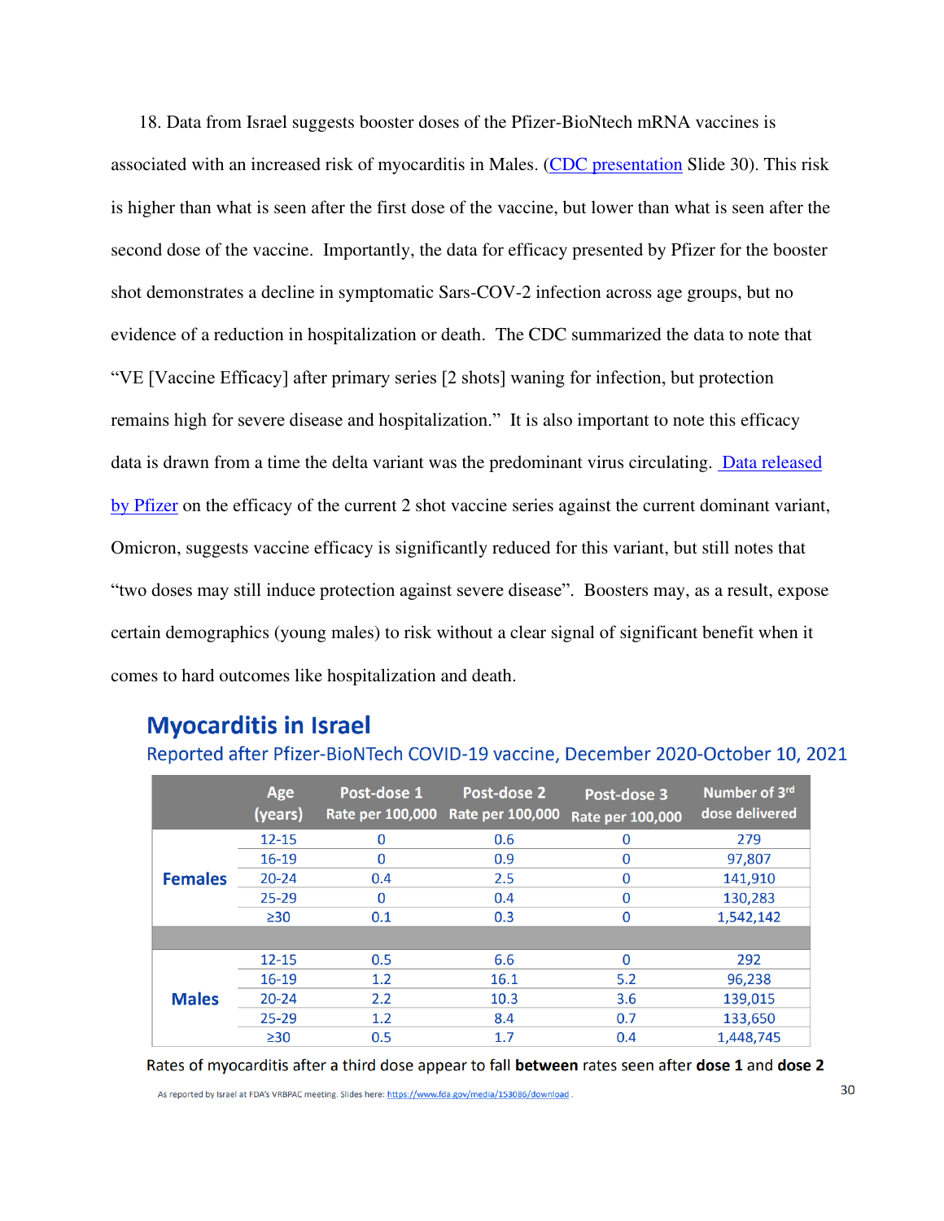18. Data from Israel suggests booster doses of the Pfizer-BioNtech mRNA vaccines is associated with an increased risk of myocarditis in Males. (CDC presentation Slide 30). This risk is higher than what is seen after the first dose of the vaccine, but lower than what is seen after the second dose of the vaccine. Importantly, the data for efficacy presented by Pfizer for the booster shot demonstrates a decline in symptomatic Sars-COV-2 infection across age groups, but no evidence of a reduction in hospitalization or death. The CDC summarized the data to note that "VE [Vaccine Efficacy] after primary series [2 shots] waning for infection, but protection remains high for severe disease and hospitalization." It is also important to note this efficacy data is drawn from a time the delta variant was the predominant virus circulating. Data released by Pfizer on the efficacy of the current 2 shot vaccine series against the current dominant variant, Omicron, suggests vaccine efficacy is significantly reduced for this variant, but still notes that "two doses may still induce protection against severe disease". Boosters may, as a result, expose certain demographics (young males) to risk without a clear signal of significant benefit when it comes to hard outcomes like hospitalization and death.

## Myocarditis in Israel

Reported after Pfizer-BioNTech COVID-19 vaccine, December 2020-October 10, 2021

| | Age (years) | Post-dose 1 Rate per 100,000 | Post-dose 2 Rate per 100,000 | Post-dose 3 Rate per 100,000 | Number of 3rd dose delivered |
|---|---|---|---|---|---|
| Females | 12-15 | 0 | 0.6 | 0 | 279 |
| | 16-19 | 0 | 0.9 | 0 | 97,807 |
| | 20-24 | 0.4 | 2.5 | 0 | 141,910 |
| | 25-29 | 0 | 0.4 | 0 | 130,283 |
| | ≥30 | 0.1 | 0.3 | 0 | 1,542,142 |
| Males | 12-15 | 0.5 | 6.6 | 0 | 292 |
| | 16-19 | 1.2 | 16.1 | 5.2 | 96,238 |
| | 20-24 | 2.2 | 10.3 | 3.6 | 139,015 |
| | 25-29 | 1.2 | 8.4 | 0.7 | 133,650 |
| | ≥30 | 0.5 | 1.7 | 0.4 | 1,448,745 |

Rates of myocarditis after a third dose appear to fall **between** rates seen after **dose 1** and **dose 2**

As reported by Israel at FDA's VRBPAC meeting. Slides here: https://www.fda.gov/media/153086/download.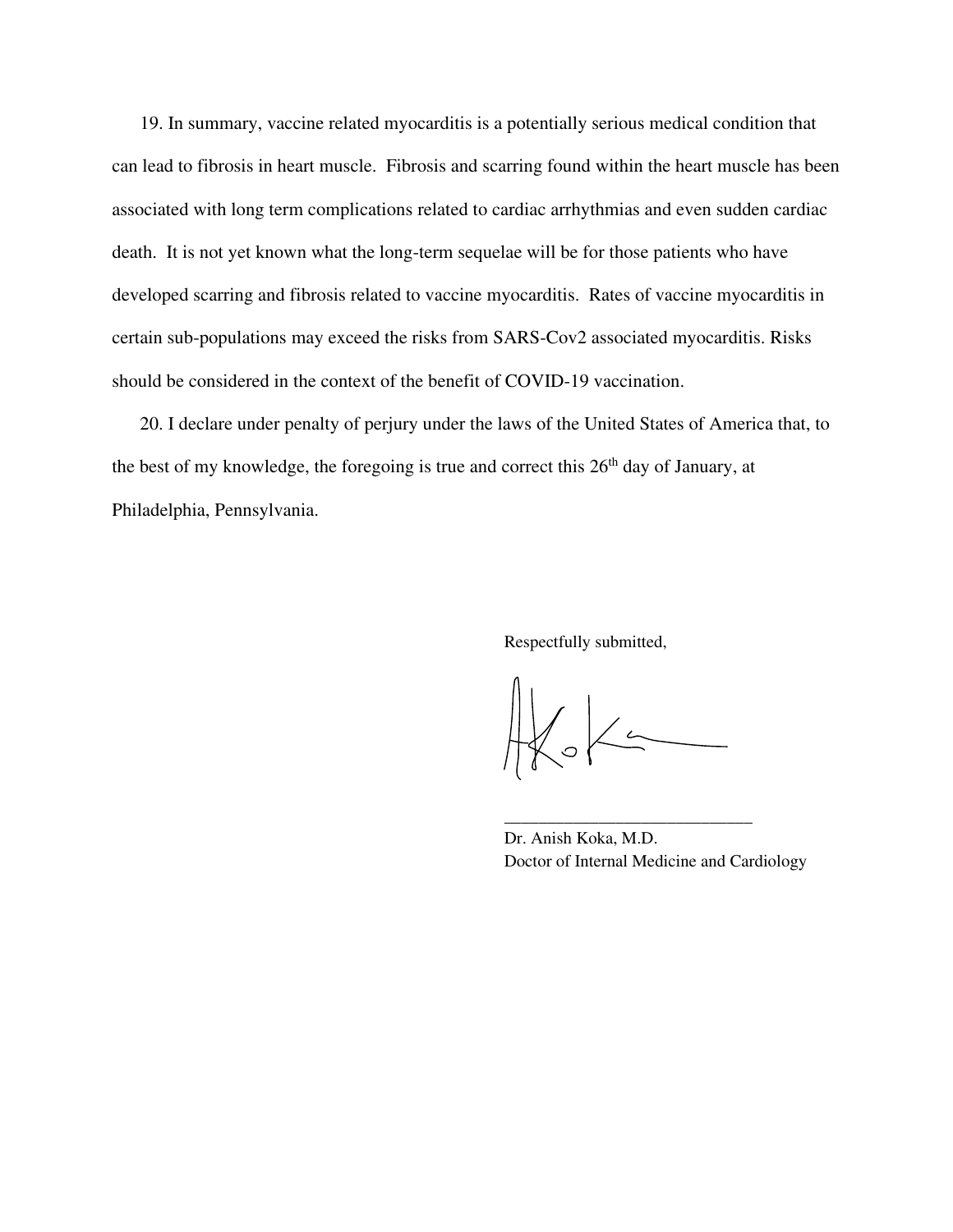19. In summary, vaccine related myocarditis is a potentially serious medical condition that can lead to fibrosis in heart muscle. Fibrosis and scarring found within the heart muscle has been associated with long term complications related to cardiac arrhythmias and even sudden cardiac death. It is not yet known what the long-term sequelae will be for those patients who have developed scarring and fibrosis related to vaccine myocarditis. Rates of vaccine myocarditis in certain sub-populations may exceed the risks from SARS-Cov2 associated myocarditis. Risks should be considered in the context of the benefit of COVID-19 vaccination.

20. I declare under penalty of perjury under the laws of the United States of America that, to the best of my knowledge, the foregoing is true and correct this 26th day of January, at Philadelphia, Pennsylvania.

Respectfully submitted,

\_\_\_\_\_\_\_\_\_\_\_\_\_\_\_\_\_\_\_\_\_\_\_\_\_\_\_\_\_

Dr. Anish Koka, M.D.
Doctor of Internal Medicine and Cardiology